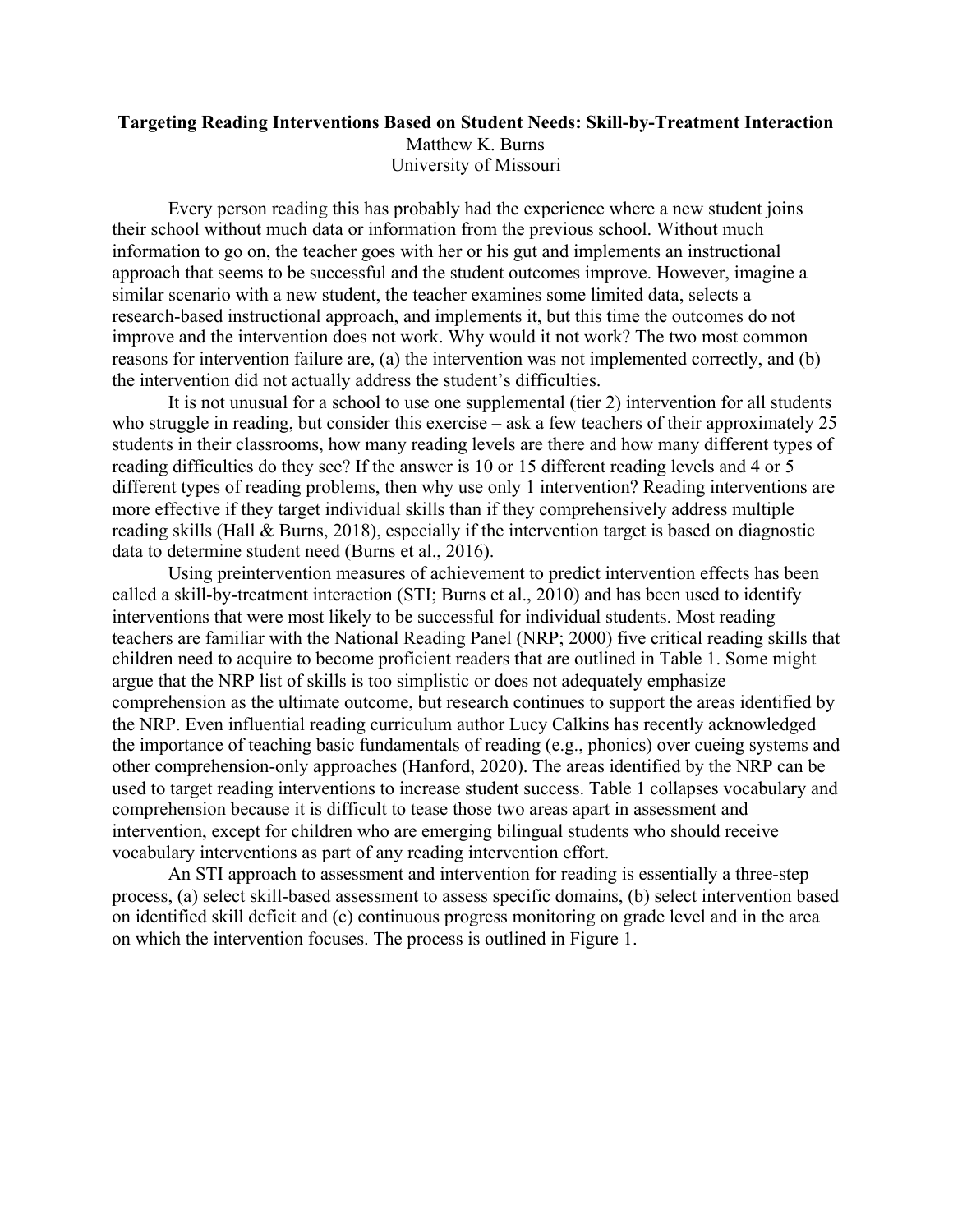# Targeting Reading Interventions Based on Student Needs: Skill-by-Treatment Interaction

Matthew K. Burns
University of Missouri

Every person reading this has probably had the experience where a new student joins their school without much data or information from the previous school. Without much information to go on, the teacher goes with her or his gut and implements an instructional approach that seems to be successful and the student outcomes improve. However, imagine a similar scenario with a new student, the teacher examines some limited data, selects a research-based instructional approach, and implements it, but this time the outcomes do not improve and the intervention does not work. Why would it not work? The two most common reasons for intervention failure are, (a) the intervention was not implemented correctly, and (b) the intervention did not actually address the student's difficulties.

It is not unusual for a school to use one supplemental (tier 2) intervention for all students who struggle in reading, but consider this exercise – ask a few teachers of their approximately 25 students in their classrooms, how many reading levels are there and how many different types of reading difficulties do they see? If the answer is 10 or 15 different reading levels and 4 or 5 different types of reading problems, then why use only 1 intervention? Reading interventions are more effective if they target individual skills than if they comprehensively address multiple reading skills (Hall & Burns, 2018), especially if the intervention target is based on diagnostic data to determine student need (Burns et al., 2016).

Using preintervention measures of achievement to predict intervention effects has been called a skill-by-treatment interaction (STI; Burns et al., 2010) and has been used to identify interventions that were most likely to be successful for individual students. Most reading teachers are familiar with the National Reading Panel (NRP; 2000) five critical reading skills that children need to acquire to become proficient readers that are outlined in Table 1. Some might argue that the NRP list of skills is too simplistic or does not adequately emphasize comprehension as the ultimate outcome, but research continues to support the areas identified by the NRP. Even influential reading curriculum author Lucy Calkins has recently acknowledged the importance of teaching basic fundamentals of reading (e.g., phonics) over cueing systems and other comprehension-only approaches (Hanford, 2020). The areas identified by the NRP can be used to target reading interventions to increase student success. Table 1 collapses vocabulary and comprehension because it is difficult to tease those two areas apart in assessment and intervention, except for children who are emerging bilingual students who should receive vocabulary interventions as part of any reading intervention effort.

An STI approach to assessment and intervention for reading is essentially a three-step process, (a) select skill-based assessment to assess specific domains, (b) select intervention based on identified skill deficit and (c) continuous progress monitoring on grade level and in the area on which the intervention focuses. The process is outlined in Figure 1.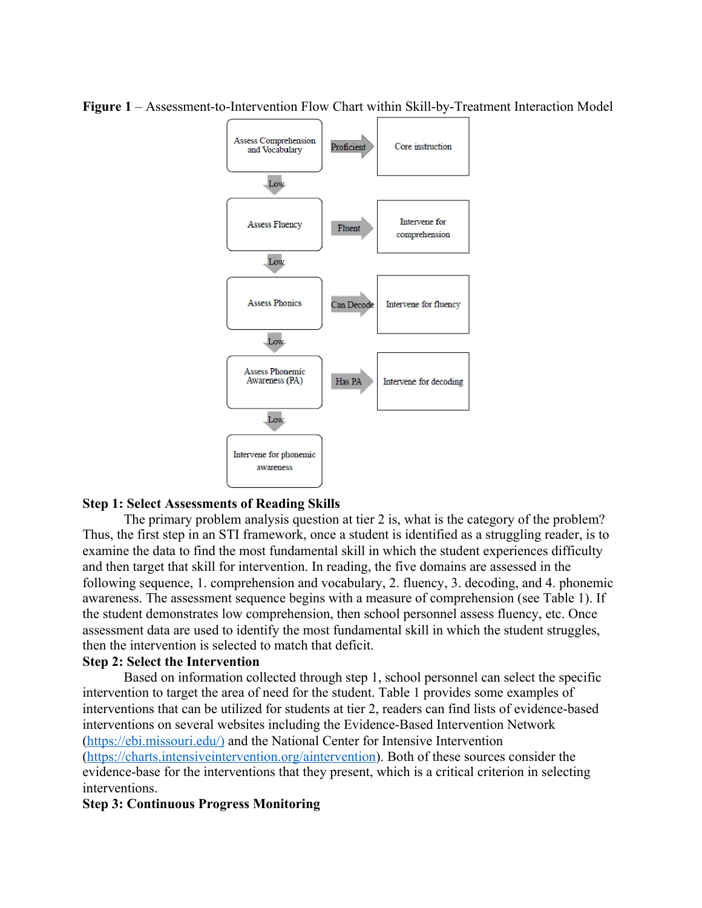**Figure 1** – Assessment-to-Intervention Flow Chart within Skill-by-Treatment Interaction Model

Assess Comprehension and Vocabulary → Proficient → Core instruction

↓ Low

Assess Fluency → Fluent → Intervene for comprehension

↓ Low

Assess Phonics → Can Decode → Intervene for fluency

↓ Low

Assess Phonemic Awareness (PA) → Has PA → Intervene for decoding

↓ Low

Intervene for phonemic awareness

**Step 1: Select Assessments of Reading Skills**

The primary problem analysis question at tier 2 is, what is the category of the problem? Thus, the first step in an STI framework, once a student is identified as a struggling reader, is to examine the data to find the most fundamental skill in which the student experiences difficulty and then target that skill for intervention. In reading, the five domains are assessed in the following sequence, 1. comprehension and vocabulary, 2. fluency, 3. decoding, and 4. phonemic awareness. The assessment sequence begins with a measure of comprehension (see Table 1). If the student demonstrates low comprehension, then school personnel assess fluency, etc. Once assessment data are used to identify the most fundamental skill in which the student struggles, then the intervention is selected to match that deficit.

**Step 2: Select the Intervention**

Based on information collected through step 1, school personnel can select the specific intervention to target the area of need for the student. Table 1 provides some examples of interventions that can be utilized for students at tier 2, readers can find lists of evidence-based interventions on several websites including the Evidence-Based Intervention Network (https://ebi.missouri.edu/) and the National Center for Intensive Intervention (https://charts.intensiveintervention.org/aintervention). Both of these sources consider the evidence-base for the interventions that they present, which is a critical criterion in selecting interventions.

**Step 3: Continuous Progress Monitoring**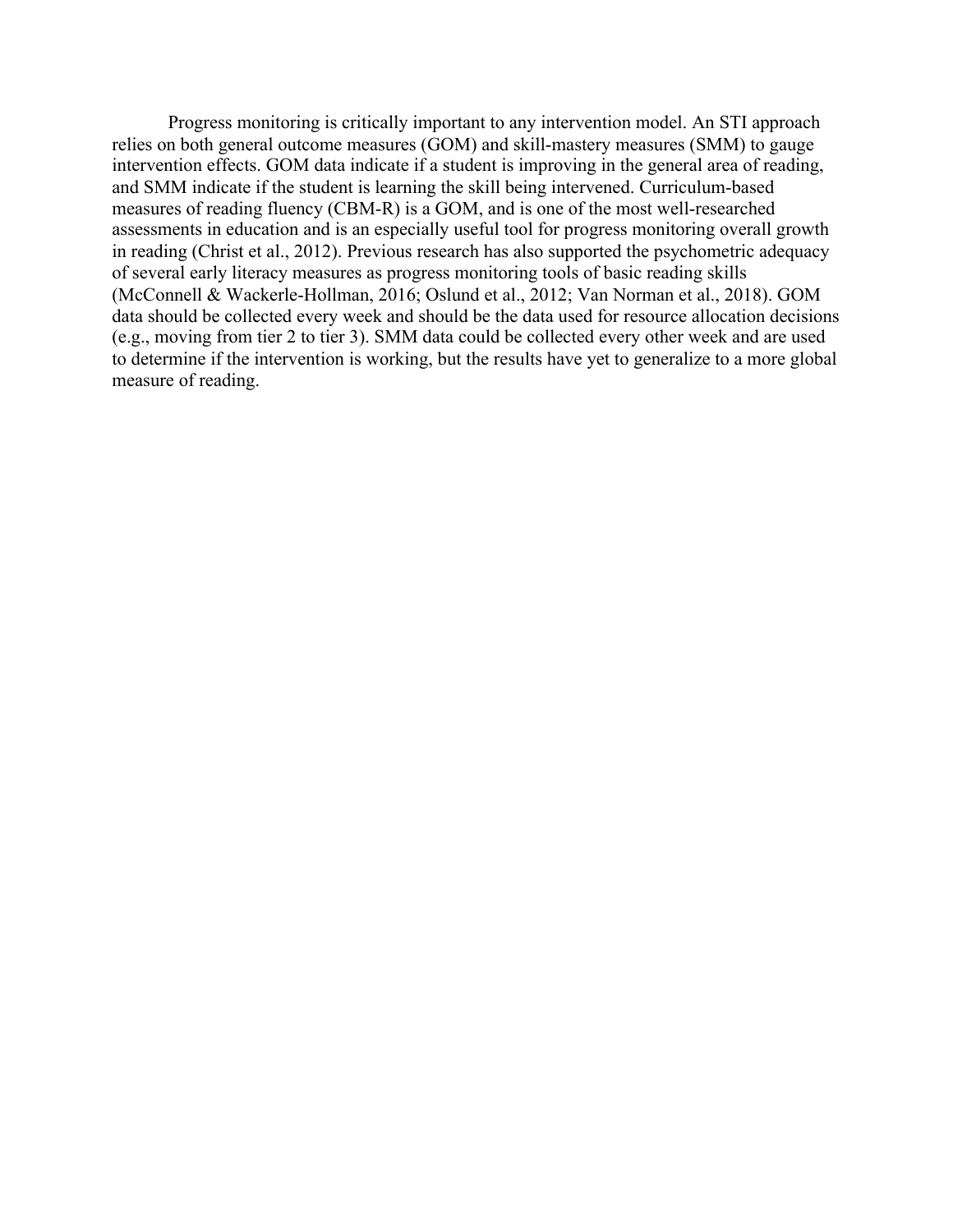Progress monitoring is critically important to any intervention model. An STI approach relies on both general outcome measures (GOM) and skill-mastery measures (SMM) to gauge intervention effects. GOM data indicate if a student is improving in the general area of reading, and SMM indicate if the student is learning the skill being intervened. Curriculum-based measures of reading fluency (CBM-R) is a GOM, and is one of the most well-researched assessments in education and is an especially useful tool for progress monitoring overall growth in reading (Christ et al., 2012). Previous research has also supported the psychometric adequacy of several early literacy measures as progress monitoring tools of basic reading skills (McConnell & Wackerle-Hollman, 2016; Oslund et al., 2012; Van Norman et al., 2018). GOM data should be collected every week and should be the data used for resource allocation decisions (e.g., moving from tier 2 to tier 3). SMM data could be collected every other week and are used to determine if the intervention is working, but the results have yet to generalize to a more global measure of reading.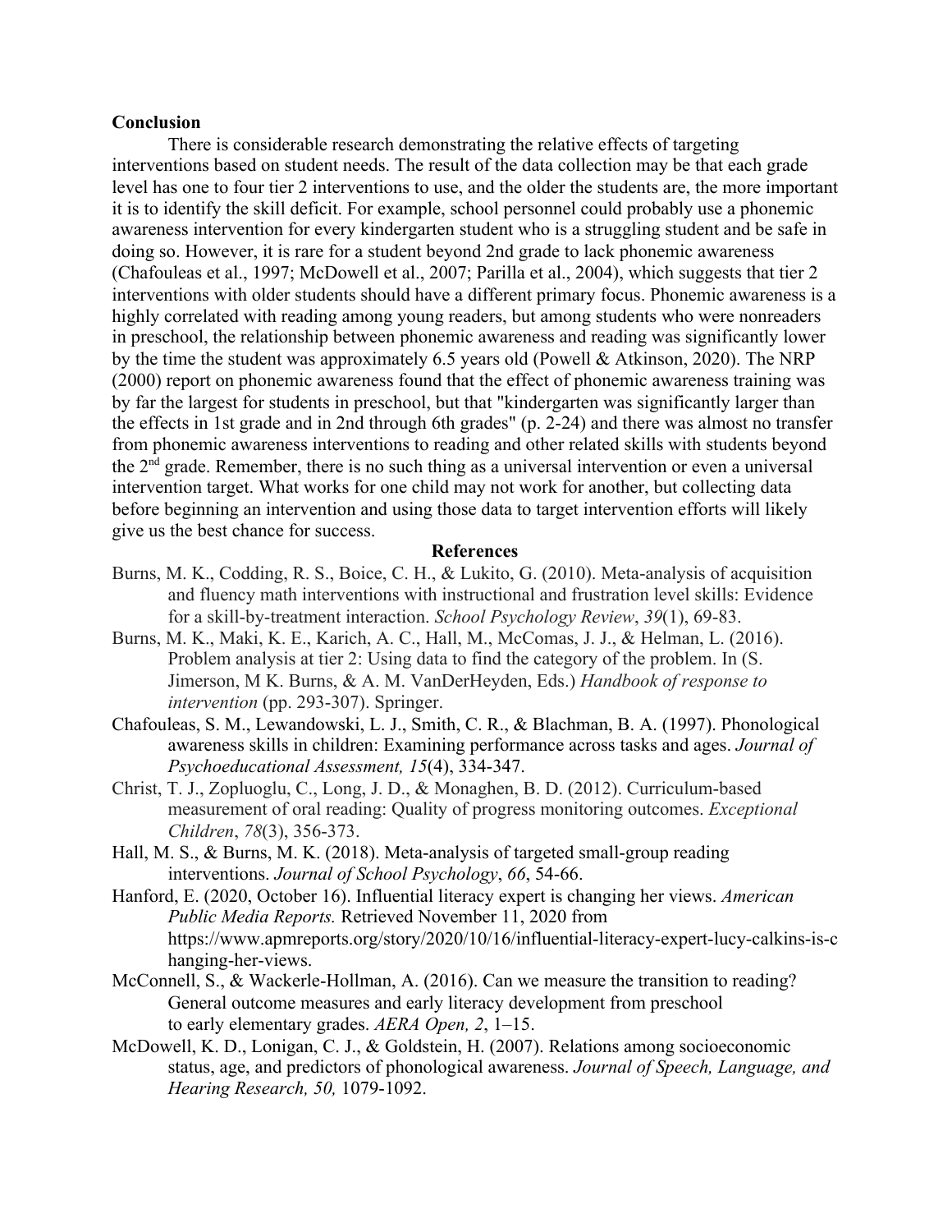**Conclusion**

There is considerable research demonstrating the relative effects of targeting interventions based on student needs. The result of the data collection may be that each grade level has one to four tier 2 interventions to use, and the older the students are, the more important it is to identify the skill deficit. For example, school personnel could probably use a phonemic awareness intervention for every kindergarten student who is a struggling student and be safe in doing so. However, it is rare for a student beyond 2nd grade to lack phonemic awareness (Chafouleas et al., 1997; McDowell et al., 2007; Parilla et al., 2004), which suggests that tier 2 interventions with older students should have a different primary focus. Phonemic awareness is a highly correlated with reading among young readers, but among students who were nonreaders in preschool, the relationship between phonemic awareness and reading was significantly lower by the time the student was approximately 6.5 years old (Powell & Atkinson, 2020). The NRP (2000) report on phonemic awareness found that the effect of phonemic awareness training was by far the largest for students in preschool, but that "kindergarten was significantly larger than the effects in 1st grade and in 2nd through 6th grades" (p. 2-24) and there was almost no transfer from phonemic awareness interventions to reading and other related skills with students beyond the 2nd grade. Remember, there is no such thing as a universal intervention or even a universal intervention target. What works for one child may not work for another, but collecting data before beginning an intervention and using those data to target intervention efforts will likely give us the best chance for success.

**References**

Burns, M. K., Codding, R. S., Boice, C. H., & Lukito, G. (2010). Meta-analysis of acquisition and fluency math interventions with instructional and frustration level skills: Evidence for a skill-by-treatment interaction. *School Psychology Review*, *39*(1), 69-83.

Burns, M. K., Maki, K. E., Karich, A. C., Hall, M., McComas, J. J., & Helman, L. (2016). Problem analysis at tier 2: Using data to find the category of the problem. In (S. Jimerson, M K. Burns, & A. M. VanDerHeyden, Eds.) *Handbook of response to intervention* (pp. 293-307). Springer.

Chafouleas, S. M., Lewandowski, L. J., Smith, C. R., & Blachman, B. A. (1997). Phonological awareness skills in children: Examining performance across tasks and ages. *Journal of Psychoeducational Assessment, 15*(4), 334-347.

Christ, T. J., Zopluoglu, C., Long, J. D., & Monaghen, B. D. (2012). Curriculum-based measurement of oral reading: Quality of progress monitoring outcomes. *Exceptional Children*, *78*(3), 356-373.

Hall, M. S., & Burns, M. K. (2018). Meta-analysis of targeted small-group reading interventions. *Journal of School Psychology*, *66*, 54-66.

Hanford, E. (2020, October 16). Influential literacy expert is changing her views. *American Public Media Reports.* Retrieved November 11, 2020 from https://www.apmreports.org/story/2020/10/16/influential-literacy-expert-lucy-calkins-is-changing-her-views.

McConnell, S., & Wackerle-Hollman, A. (2016). Can we measure the transition to reading? General outcome measures and early literacy development from preschool to early elementary grades. *AERA Open, 2*, 1–15.

McDowell, K. D., Lonigan, C. J., & Goldstein, H. (2007). Relations among socioeconomic status, age, and predictors of phonological awareness. *Journal of Speech, Language, and Hearing Research, 50,* 1079-1092.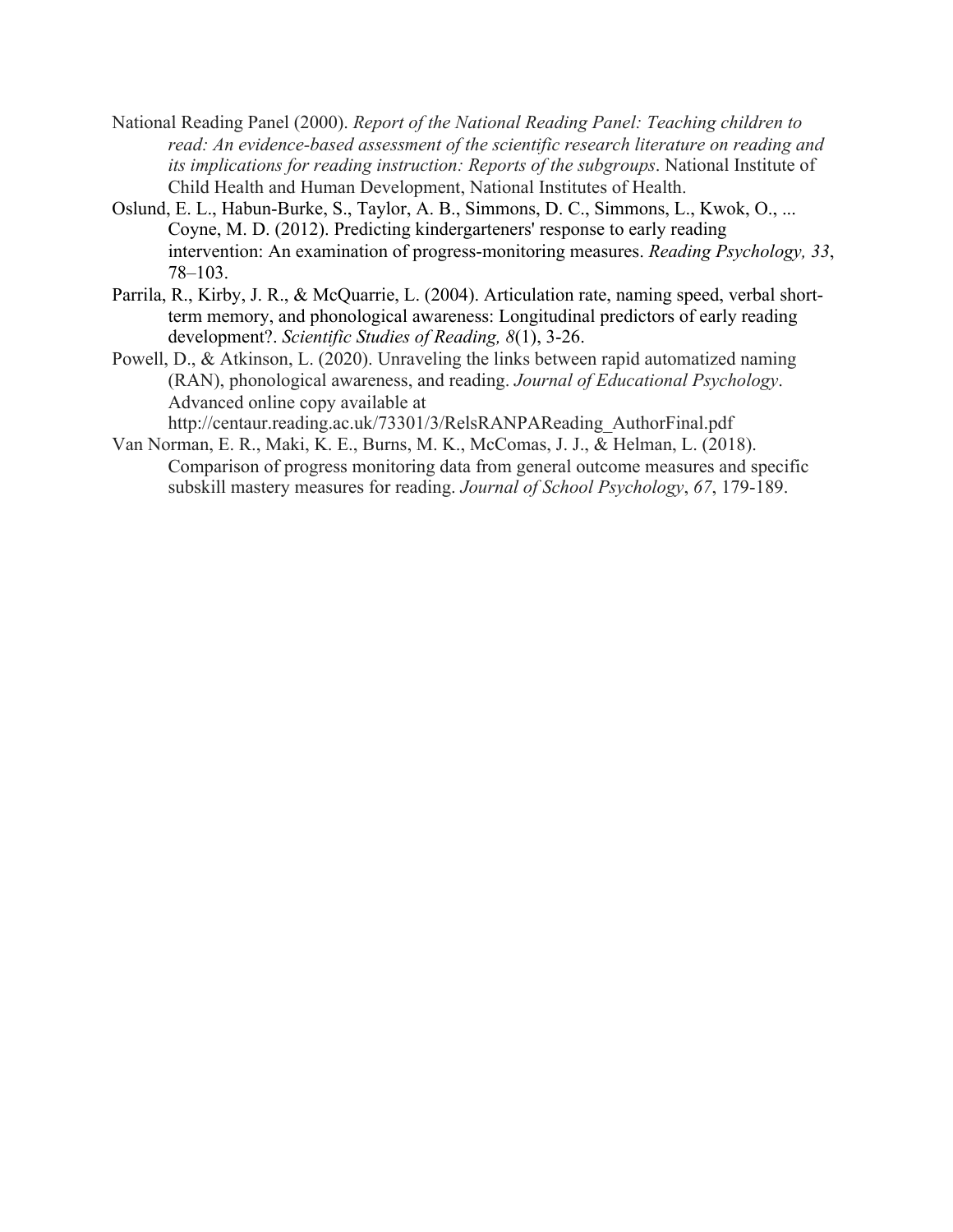National Reading Panel (2000). *Report of the National Reading Panel: Teaching children to read: An evidence-based assessment of the scientific research literature on reading and its implications for reading instruction: Reports of the subgroups*. National Institute of Child Health and Human Development, National Institutes of Health.

Oslund, E. L., Habun-Burke, S., Taylor, A. B., Simmons, D. C., Simmons, L., Kwok, O., ... Coyne, M. D. (2012). Predicting kindergarteners' response to early reading intervention: An examination of progress-monitoring measures. *Reading Psychology, 33*, 78–103.

Parrila, R., Kirby, J. R., & McQuarrie, L. (2004). Articulation rate, naming speed, verbal short-term memory, and phonological awareness: Longitudinal predictors of early reading development?. *Scientific Studies of Reading, 8*(1), 3-26.

Powell, D., & Atkinson, L. (2020). Unraveling the links between rapid automatized naming (RAN), phonological awareness, and reading. *Journal of Educational Psychology*. Advanced online copy available at http://centaur.reading.ac.uk/73301/3/RelsRANPAReading_AuthorFinal.pdf

Van Norman, E. R., Maki, K. E., Burns, M. K., McComas, J. J., & Helman, L. (2018). Comparison of progress monitoring data from general outcome measures and specific subskill mastery measures for reading. *Journal of School Psychology*, *67*, 179-189.